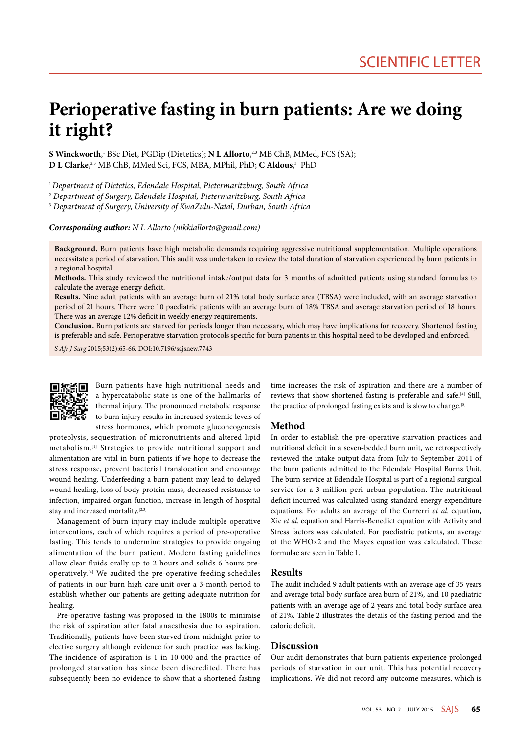SCIENTIFIC LETTER

# Perioperative fasting in burn patients: Are we doing it right?

**S Winckworth**,[1] BSc Diet, PGDip (Dietetics); **N L Allorto**,[2,3] MB ChB, MMed, FCS (SA); **D L Clarke**,[2,3] MB ChB, MMed Sci, FCS, MBA, MPhil, PhD; **C Aldous**,[3] PhD

[1] *Department of Dietetics, Edendale Hospital, Pietermaritzburg, South Africa*
[2] *Department of Surgery, Edendale Hospital, Pietermaritzburg, South Africa*
[3] *Department of Surgery, University of KwaZulu-Natal, Durban, South Africa*

***Corresponding author:*** *N L Allorto (nikkiallorto@gmail.com)*

**Background.** Burn patients have high metabolic demands requiring aggressive nutritional supplementation. Multiple operations necessitate a period of starvation. This audit was undertaken to review the total duration of starvation experienced by burn patients in a regional hospital.

**Methods.** This study reviewed the nutritional intake/output data for 3 months of admitted patients using standard formulas to calculate the average energy deficit.

**Results.** Nine adult patients with an average burn of 21% total body surface area (TBSA) were included, with an average starvation period of 21 hours. There were 10 paediatric patients with an average burn of 18% TBSA and average starvation period of 18 hours. There was an average 12% deficit in weekly energy requirements.

**Conclusion.** Burn patients are starved for periods longer than necessary, which may have implications for recovery. Shortened fasting is preferable and safe. Perioperative starvation protocols specific for burn patients in this hospital need to be developed and enforced.

*S Afr J Surg* 2015;53(2):65-66. DOI:10.7196/sajsnew.7743

Burn patients have high nutritional needs and a hypercatabolic state is one of the hallmarks of thermal injury. The pronounced metabolic response to burn injury results in increased systemic levels of stress hormones, which promote gluconeogenesis proteolysis, sequestration of micronutrients and altered lipid metabolism.[1] Strategies to provide nutritional support and alimentation are vital in burn patients if we hope to decrease the stress response, prevent bacterial translocation and encourage wound healing. Underfeeding a burn patient may lead to delayed wound healing, loss of body protein mass, decreased resistance to infection, impaired organ function, increase in length of hospital stay and increased mortality.[2,3]

Management of burn injury may include multiple operative interventions, each of which requires a period of pre-operative fasting. This tends to undermine strategies to provide ongoing alimentation of the burn patient. Modern fasting guidelines allow clear fluids orally up to 2 hours and solids 6 hours pre-operatively.[4] We audited the pre-operative feeding schedules of patients in our burn high care unit over a 3-month period to establish whether our patients are getting adequate nutrition for healing.

Pre-operative fasting was proposed in the 1800s to minimise the risk of aspiration after fatal anaesthesia due to aspiration. Traditionally, patients have been starved from midnight prior to elective surgery although evidence for such practice was lacking. The incidence of aspiration is 1 in 10 000 and the practice of prolonged starvation has since been discredited. There has subsequently been no evidence to show that a shortened fasting time increases the risk of aspiration and there are a number of reviews that show shortened fasting is preferable and safe.[4] Still, the practice of prolonged fasting exists and is slow to change.[5]

## Method

In order to establish the pre-operative starvation practices and nutritional deficit in a seven-bedded burn unit, we retrospectively reviewed the intake output data from July to September 2011 of the burn patients admitted to the Edendale Hospital Burns Unit. The burn service at Edendale Hospital is part of a regional surgical service for a 3 million peri-urban population. The nutritional deficit incurred was calculated using standard energy expenditure equations. For adults an average of the Currerri *et al.* equation, Xie *et al.* equation and Harris-Benedict equation with Activity and Stress factors was calculated. For paediatric patients, an average of the WHOx2 and the Mayes equation was calculated. These formulae are seen in Table 1.

## Results

The audit included 9 adult patients with an average age of 35 years and average total body surface area burn of 21%, and 10 paediatric patients with an average age of 2 years and total body surface area of 21%. Table 2 illustrates the details of the fasting period and the caloric deficit.

## Discussion

Our audit demonstrates that burn patients experience prolonged periods of starvation in our unit. This has potential recovery implications. We did not record any outcome measures, which is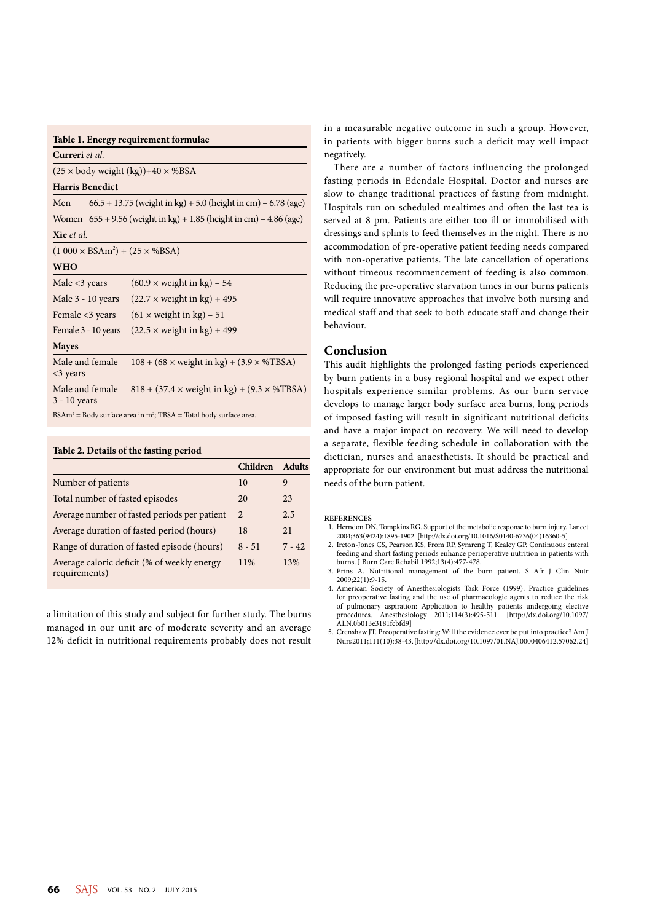**Table 1. Energy requirement formulae**

| | |
|---|---|
| **Curreri** *et al.* | |
| $(25 \times \text{body weight (kg)})+40 \times \%\text{BSA}$ | |
| **Harris Benedict** | |
| Men | $66.5 + 13.75$ (weight in kg) + 5.0 (height in cm) – 6.78 (age) |
| Women | $655 + 9.56$ (weight in kg) + 1.85 (height in cm) – 4.86 (age) |
| **Xie** *et al.* | |
| $(1\,000 \times \text{BSAm}^2) + (25 \times \%\text{BSA})$ | |
| **WHO** | |
| Male <3 years | $(60.9 \times \text{weight in kg}) - 54$ |
| Male 3 - 10 years | $(22.7 \times \text{weight in kg}) + 495$ |
| Female <3 years | $(61 \times \text{weight in kg}) - 51$ |
| Female 3 - 10 years | $(22.5 \times \text{weight in kg}) + 499$ |
| **Mayes** | |
| Male and female <3 years | $108 + (68 \times \text{weight in kg}) + (3.9 \times \%\text{TBSA})$ |
| Male and female 3 - 10 years | $818 + (37.4 \times \text{weight in kg}) + (9.3 \times \%\text{TBSA})$ |

$\text{BSAm}^2$ = Body surface area in $\text{m}^2$; TBSA = Total body surface area.

**Table 2. Details of the fasting period**

| | Children | Adults |
|---|---|---|
| Number of patients | 10 | 9 |
| Total number of fasted episodes | 20 | 23 |
| Average number of fasted periods per patient | 2 | 2.5 |
| Average duration of fasted period (hours) | 18 | 21 |
| Range of duration of fasted episode (hours) | 8 - 51 | 7 - 42 |
| Average caloric deficit (% of weekly energy requirements) | 11% | 13% |

a limitation of this study and subject for further study. The burns managed in our unit are of moderate severity and an average 12% deficit in nutritional requirements probably does not result in a measurable negative outcome in such a group. However, in patients with bigger burns such a deficit may well impact negatively.

There are a number of factors influencing the prolonged fasting periods in Edendale Hospital. Doctor and nurses are slow to change traditional practices of fasting from midnight. Hospitals run on scheduled mealtimes and often the last tea is served at 8 pm. Patients are either too ill or immobilised with dressings and splints to feed themselves in the night. There is no accommodation of pre-operative patient feeding needs compared with non-operative patients. The late cancellation of operations without timeous recommencement of feeding is also common. Reducing the pre-operative starvation times in our burns patients will require innovative approaches that involve both nursing and medical staff and that seek to both educate staff and change their behaviour.

## Conclusion

This audit highlights the prolonged fasting periods experienced by burn patients in a busy regional hospital and we expect other hospitals experience similar problems. As our burn service develops to manage larger body surface area burns, long periods of imposed fasting will result in significant nutritional deficits and have a major impact on recovery. We will need to develop a separate, flexible feeding schedule in collaboration with the dietician, nurses and anaesthetists. It should be practical and appropriate for our environment but must address the nutritional needs of the burn patient.

### REFERENCES

1. Herndon DN, Tompkins RG. Support of the metabolic response to burn injury. Lancet 2004;363(9424):1895-1902. [http://dx.doi.org/10.1016/S0140-6736(04)16360-5]
2. Ireton-Jones CS, Pearson KS, From RP, Symreng T, Kealey GP. Continuous enteral feeding and short fasting periods enhance perioperative nutrition in patients with burns. J Burn Care Rehabil 1992;13(4):477-478.
3. Prins A. Nutritional management of the burn patient. S Afr J Clin Nutr 2009;22(1):9-15.
4. American Society of Anesthesiologists Task Force (1999). Practice guidelines for preoperative fasting and the use of pharmacologic agents to reduce the risk of pulmonary aspiration: Application to healthy patients undergoing elective procedures. Anesthesiology 2011;114(3):495-511. [http://dx.doi.org/10.1097/ALN.0b013e3181fcbfd9]
5. Crenshaw JT. Preoperative fasting: Will the evidence ever be put into practice? Am J Nurs 2011;111(10):38-43. [http://dx.doi.org/10.1097/01.NAJ.0000406412.57062.24]